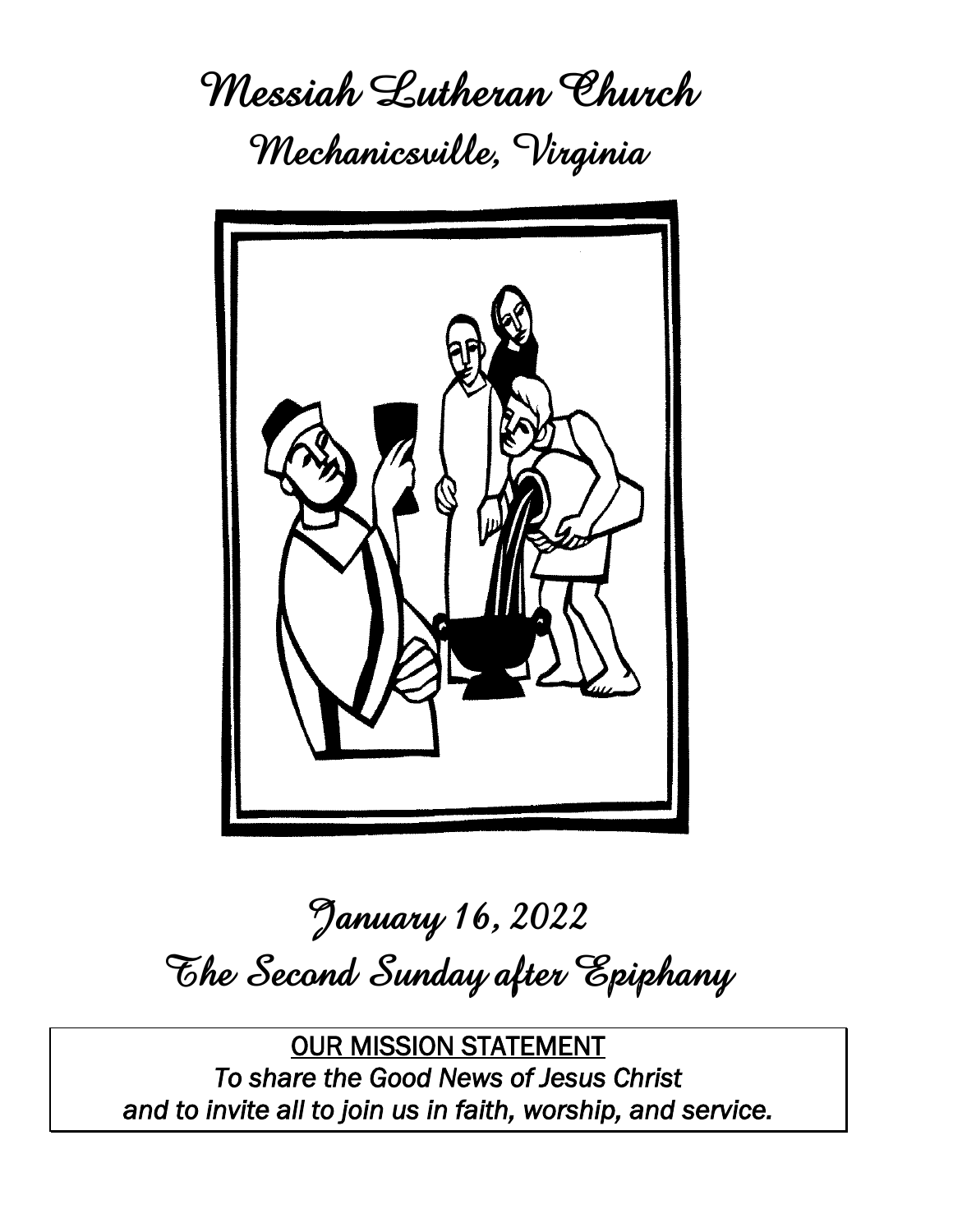# Messiah Lutheran Church

## Mechanicsville, Virginia

## January 16, 2022

## The Second Sunday after Epiphany

<u>OUR MISSION STATEMENT</u>

*To share the Good News of Jesus Christ and to invite all to join us in faith, worship, and service.*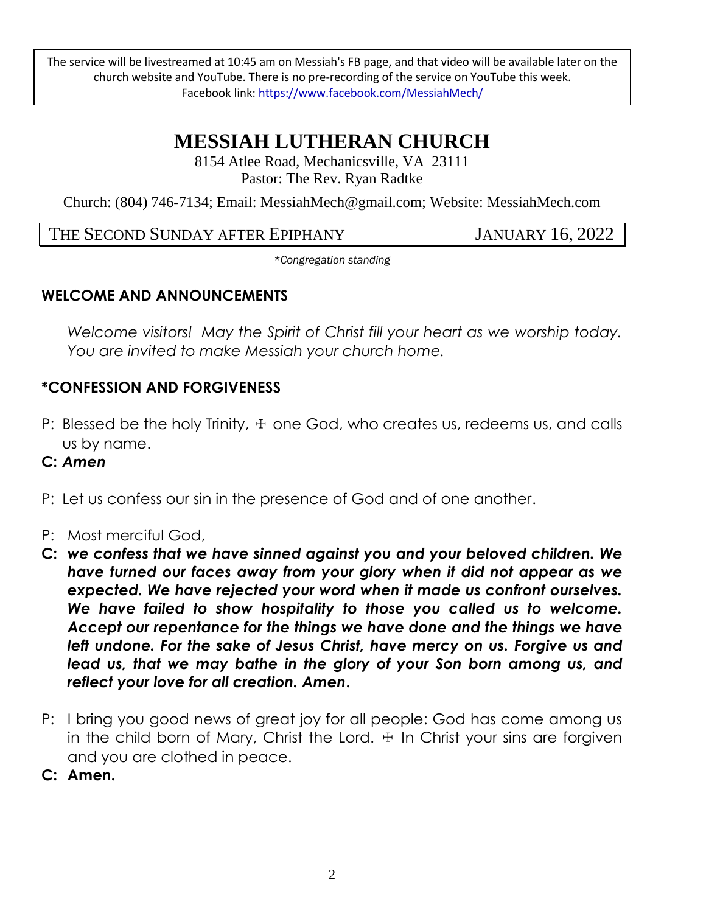The service will be livestreamed at 10:45 am on Messiah's FB page, and that video will be available later on the church website and YouTube. There is no pre-recording of the service on YouTube this week.
Facebook link: https://www.facebook.com/MessiahMech/

# MESSIAH LUTHERAN CHURCH

8154 Atlee Road, Mechanicsville, VA 23111
Pastor: The Rev. Ryan Radtke

Church: (804) 746-7134; Email: MessiahMech@gmail.com; Website: MessiahMech.com

THE SECOND SUNDAY AFTER EPIPHANY — JANUARY 16, 2022

*\*Congregation standing*

## WELCOME AND ANNOUNCEMENTS

*Welcome visitors! May the Spirit of Christ fill your heart as we worship today. You are invited to make Messiah your church home.*

## *CONFESSION AND FORGIVENESS

P: Blessed be the holy Trinity, ☩ one God, who creates us, redeems us, and calls us by name.

**C:** ***Amen***

P: Let us confess our sin in the presence of God and of one another.

P: Most merciful God,

**C:** ***we confess that we have sinned against you and your beloved children. We have turned our faces away from your glory when it did not appear as we expected. We have rejected your word when it made us confront ourselves. We have failed to show hospitality to those you called us to welcome. Accept our repentance for the things we have done and the things we have left undone. For the sake of Jesus Christ, have mercy on us. Forgive us and lead us, that we may bathe in the glory of your Son born among us, and reflect your love for all creation. Amen.***

P: I bring you good news of great joy for all people: God has come among us in the child born of Mary, Christ the Lord. ☩ In Christ your sins are forgiven and you are clothed in peace.

**C: Amen.**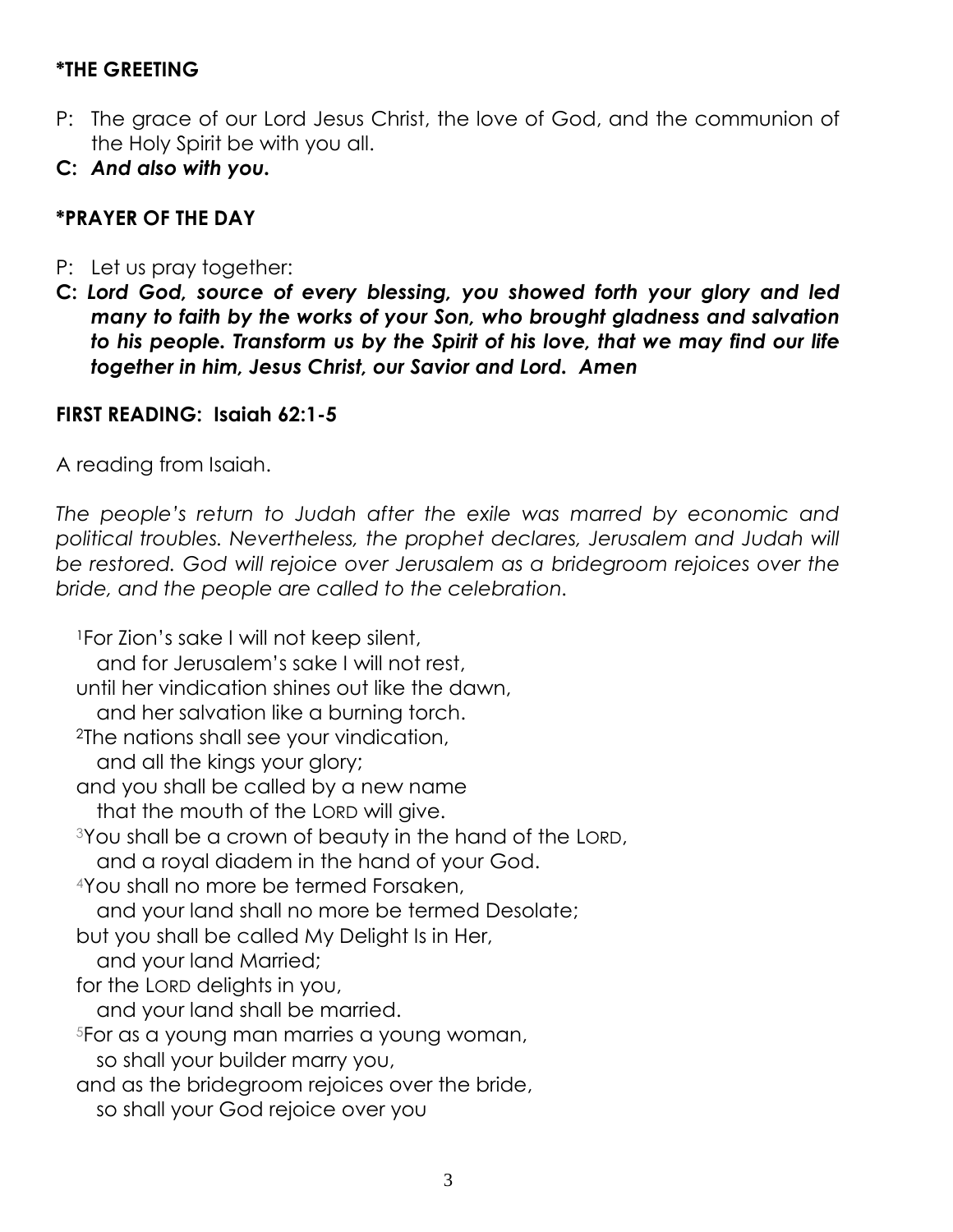### \*THE GREETING

P: The grace of our Lord Jesus Christ, the love of God, and the communion of the Holy Spirit be with you all.

**C:** ***And also with you.***

### \*PRAYER OF THE DAY

P: Let us pray together:

**C:** ***Lord God, source of every blessing, you showed forth your glory and led many to faith by the works of your Son, who brought gladness and salvation to his people. Transform us by the Spirit of his love, that we may find our life together in him, Jesus Christ, our Savior and Lord. Amen***

### FIRST READING: Isaiah 62:1-5

A reading from Isaiah.

*The people's return to Judah after the exile was marred by economic and political troubles. Nevertheless, the prophet declares, Jerusalem and Judah will be restored. God will rejoice over Jerusalem as a bridegroom rejoices over the bride, and the people are called to the celebration.*

[1]For Zion's sake I will not keep silent,
  and for Jerusalem's sake I will not rest,
until her vindication shines out like the dawn,
  and her salvation like a burning torch.
[2]The nations shall see your vindication,
  and all the kings your glory;
and you shall be called by a new name
  that the mouth of the LORD will give.
[3]You shall be a crown of beauty in the hand of the LORD,
  and a royal diadem in the hand of your God.
[4]You shall no more be termed Forsaken,
  and your land shall no more be termed Desolate;
but you shall be called My Delight Is in Her,
  and your land Married;
for the LORD delights in you,
  and your land shall be married.
[5]For as a young man marries a young woman,
  so shall your builder marry you,
and as the bridegroom rejoices over the bride,
  so shall your God rejoice over you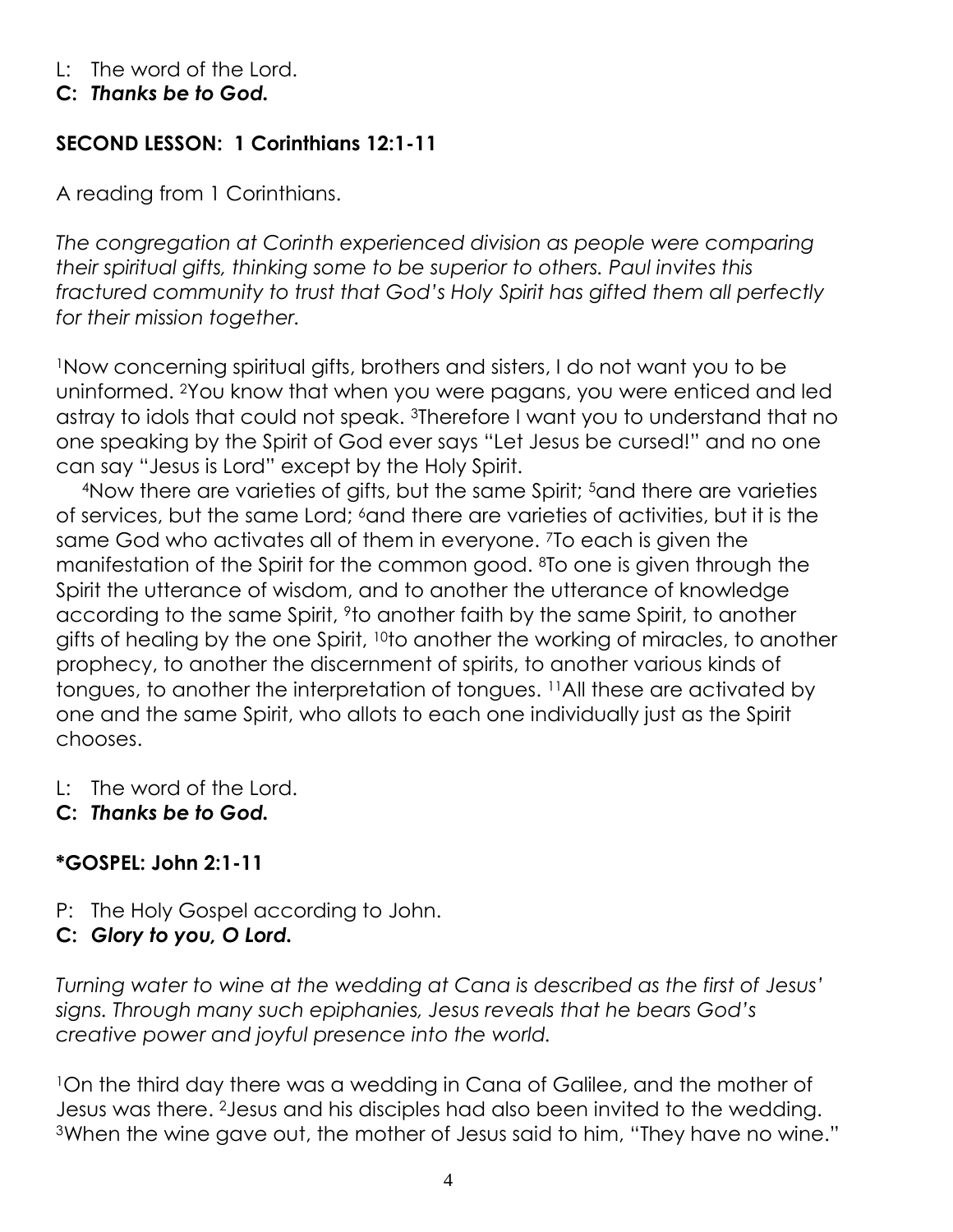L: The word of the Lord.
**C: *Thanks be to God.***

**SECOND LESSON: 1 Corinthians 12:1-11**

A reading from 1 Corinthians.

*The congregation at Corinth experienced division as people were comparing their spiritual gifts, thinking some to be superior to others. Paul invites this fractured community to trust that God's Holy Spirit has gifted them all perfectly for their mission together.*

[1]Now concerning spiritual gifts, brothers and sisters, I do not want you to be uninformed. [2]You know that when you were pagans, you were enticed and led astray to idols that could not speak. [3]Therefore I want you to understand that no one speaking by the Spirit of God ever says "Let Jesus be cursed!" and no one can say "Jesus is Lord" except by the Holy Spirit.

[4]Now there are varieties of gifts, but the same Spirit; [5]and there are varieties of services, but the same Lord; [6]and there are varieties of activities, but it is the same God who activates all of them in everyone. [7]To each is given the manifestation of the Spirit for the common good. [8]To one is given through the Spirit the utterance of wisdom, and to another the utterance of knowledge according to the same Spirit, [9]to another faith by the same Spirit, to another gifts of healing by the one Spirit, [10]to another the working of miracles, to another prophecy, to another the discernment of spirits, to another various kinds of tongues, to another the interpretation of tongues. [11]All these are activated by one and the same Spirit, who allots to each one individually just as the Spirit chooses.

L: The word of the Lord.
**C: *Thanks be to God.***

**\*GOSPEL: John 2:1-11**

P: The Holy Gospel according to John.
**C: *Glory to you, O Lord.***

*Turning water to wine at the wedding at Cana is described as the first of Jesus' signs. Through many such epiphanies, Jesus reveals that he bears God's creative power and joyful presence into the world.*

[1]On the third day there was a wedding in Cana of Galilee, and the mother of Jesus was there. [2]Jesus and his disciples had also been invited to the wedding. [3]When the wine gave out, the mother of Jesus said to him, "They have no wine."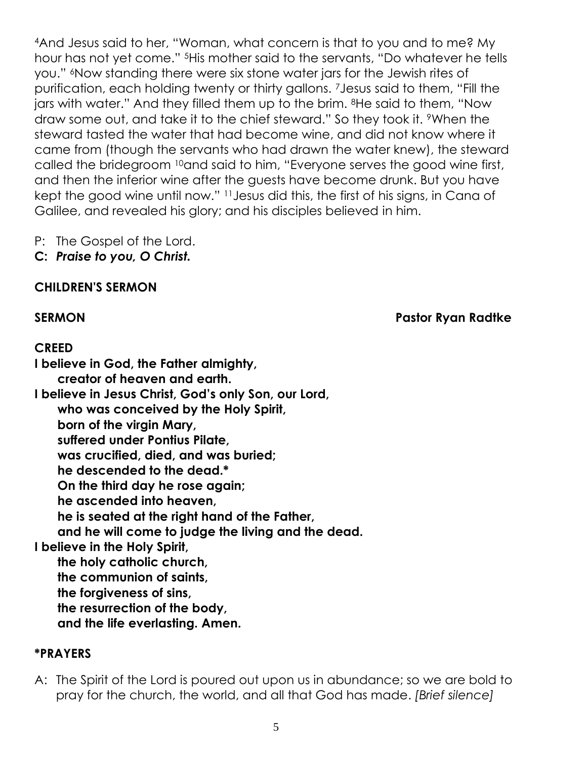[4]And Jesus said to her, "Woman, what concern is that to you and to me? My hour has not yet come." [5]His mother said to the servants, "Do whatever he tells you." [6]Now standing there were six stone water jars for the Jewish rites of purification, each holding twenty or thirty gallons. [7]Jesus said to them, "Fill the jars with water." And they filled them up to the brim. [8]He said to them, "Now draw some out, and take it to the chief steward." So they took it. [9]When the steward tasted the water that had become wine, and did not know where it came from (though the servants who had drawn the water knew), the steward called the bridegroom [10]and said to him, "Everyone serves the good wine first, and then the inferior wine after the guests have become drunk. But you have kept the good wine until now." [11]Jesus did this, the first of his signs, in Cana of Galilee, and revealed his glory; and his disciples believed in him.

P: The Gospel of the Lord.
**C: *Praise to you, O Christ.***

**CHILDREN'S SERMON**

**SERMON** **Pastor Ryan Radtke**

**CREED**

**I believe in God, the Father almighty,**
**creator of heaven and earth.**
**I believe in Jesus Christ, God's only Son, our Lord,**
**who was conceived by the Holy Spirit,**
**born of the virgin Mary,**
**suffered under Pontius Pilate,**
**was crucified, died, and was buried;**
**he descended to the dead.***
**On the third day he rose again;**
**he ascended into heaven,**
**he is seated at the right hand of the Father,**
**and he will come to judge the living and the dead.**
**I believe in the Holy Spirit,**
**the holy catholic church,**
**the communion of saints,**
**the forgiveness of sins,**
**the resurrection of the body,**
**and the life everlasting. Amen.**

**\*PRAYERS**

A: The Spirit of the Lord is poured out upon us in abundance; so we are bold to pray for the church, the world, and all that God has made. *[Brief silence]*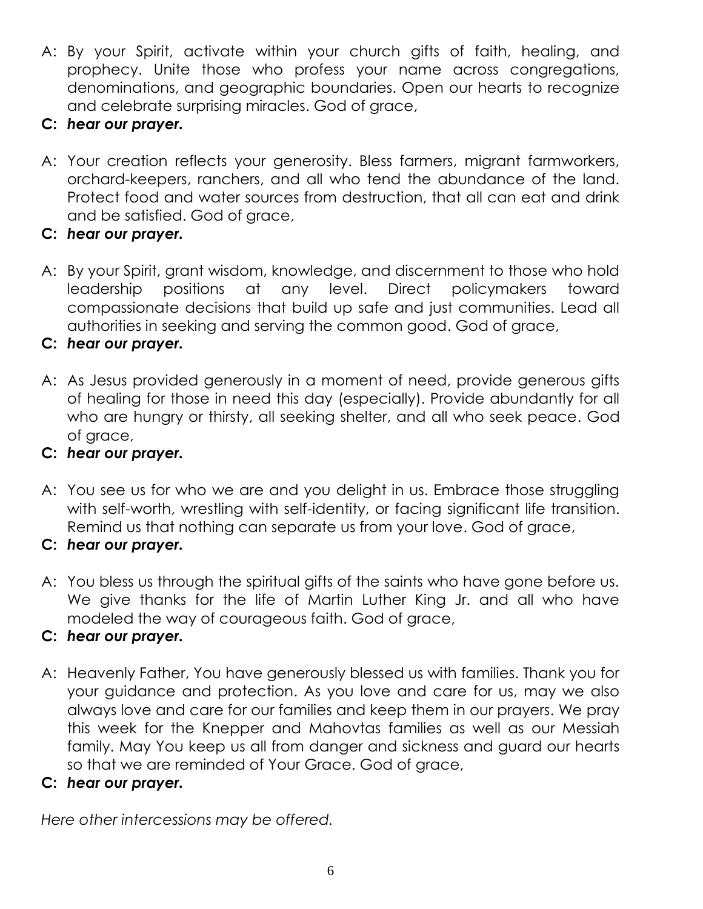A: By your Spirit, activate within your church gifts of faith, healing, and prophecy. Unite those who profess your name across congregations, denominations, and geographic boundaries. Open our hearts to recognize and celebrate surprising miracles. God of grace,

**C: *hear our prayer.***

A: Your creation reflects your generosity. Bless farmers, migrant farmworkers, orchard-keepers, ranchers, and all who tend the abundance of the land. Protect food and water sources from destruction, that all can eat and drink and be satisfied. God of grace,

**C: *hear our prayer.***

A: By your Spirit, grant wisdom, knowledge, and discernment to those who hold leadership positions at any level. Direct policymakers toward compassionate decisions that build up safe and just communities. Lead all authorities in seeking and serving the common good. God of grace,

**C: *hear our prayer.***

A: As Jesus provided generously in a moment of need, provide generous gifts of healing for those in need this day (especially). Provide abundantly for all who are hungry or thirsty, all seeking shelter, and all who seek peace. God of grace,

**C: *hear our prayer.***

A: You see us for who we are and you delight in us. Embrace those struggling with self-worth, wrestling with self-identity, or facing significant life transition. Remind us that nothing can separate us from your love. God of grace,

**C: *hear our prayer.***

A: You bless us through the spiritual gifts of the saints who have gone before us. We give thanks for the life of Martin Luther King Jr. and all who have modeled the way of courageous faith. God of grace,

**C: *hear our prayer.***

A: Heavenly Father, You have generously blessed us with families. Thank you for your guidance and protection. As you love and care for us, may we also always love and care for our families and keep them in our prayers. We pray this week for the Knepper and Mahovtas families as well as our Messiah family. May You keep us all from danger and sickness and guard our hearts so that we are reminded of Your Grace. God of grace,

**C: *hear our prayer.***

*Here other intercessions may be offered.*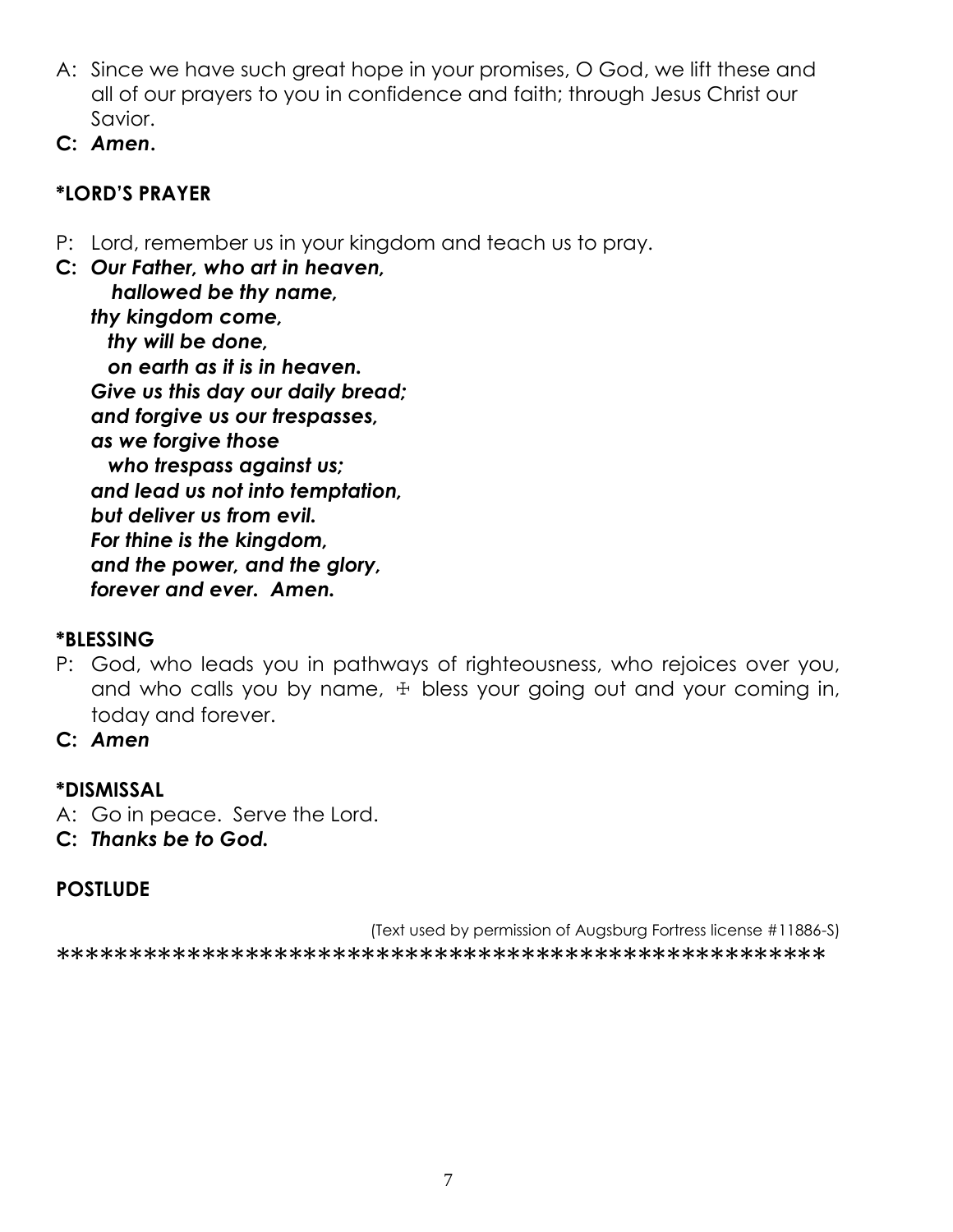A: Since we have such great hope in your promises, O God, we lift these and all of our prayers to you in confidence and faith; through Jesus Christ our Savior.

**C:** ***Amen.***

### *LORD'S PRAYER

P: Lord, remember us in your kingdom and teach us to pray.

**C:** ***Our Father, who art in heaven,***
***hallowed be thy name,***
***thy kingdom come,***
***thy will be done,***
***on earth as it is in heaven.***
***Give us this day our daily bread;***
***and forgive us our trespasses,***
***as we forgive those***
***who trespass against us;***
***and lead us not into temptation,***
***but deliver us from evil.***
***For thine is the kingdom,***
***and the power, and the glory,***
***forever and ever. Amen.***

### *BLESSING

P: God, who leads you in pathways of righteousness, who rejoices over you, and who calls you by name, ☩ bless your going out and your coming in, today and forever.

**C:** ***Amen***

### *DISMISSAL

A: Go in peace. Serve the Lord.

**C:** ***Thanks be to God.***

### POSTLUDE

(Text used by permission of Augsburg Fortress license #11886-S)

*****************************************************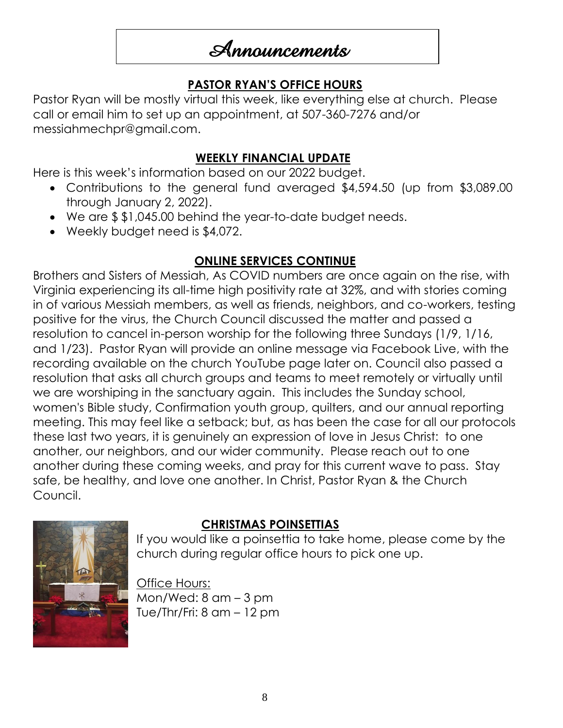# Announcements

## PASTOR RYAN'S OFFICE HOURS

Pastor Ryan will be mostly virtual this week, like everything else at church. Please call or email him to set up an appointment, at 507-360-7276 and/or messiahmechpr@gmail.com.

## WEEKLY FINANCIAL UPDATE

Here is this week's information based on our 2022 budget.

- Contributions to the general fund averaged $4,594.50 (up from $3,089.00 through January 2, 2022).
- We are $ $1,045.00 behind the year-to-date budget needs.
- Weekly budget need is $4,072.

## ONLINE SERVICES CONTINUE

Brothers and Sisters of Messiah, As COVID numbers are once again on the rise, with Virginia experiencing its all-time high positivity rate at 32%, and with stories coming in of various Messiah members, as well as friends, neighbors, and co-workers, testing positive for the virus, the Church Council discussed the matter and passed a resolution to cancel in-person worship for the following three Sundays (1/9, 1/16, and 1/23). Pastor Ryan will provide an online message via Facebook Live, with the recording available on the church YouTube page later on. Council also passed a resolution that asks all church groups and teams to meet remotely or virtually until we are worshiping in the sanctuary again. This includes the Sunday school, women's Bible study, Confirmation youth group, quilters, and our annual reporting meeting. This may feel like a setback; but, as has been the case for all our protocols these last two years, it is genuinely an expression of love in Jesus Christ: to one another, our neighbors, and our wider community. Please reach out to one another during these coming weeks, and pray for this current wave to pass. Stay safe, be healthy, and love one another. In Christ, Pastor Ryan & the Church Council.

## CHRISTMAS POINSETTIAS

If you would like a poinsettia to take home, please come by the church during regular office hours to pick one up.

Office Hours:
Mon/Wed: 8 am – 3 pm
Tue/Thr/Fri: 8 am – 12 pm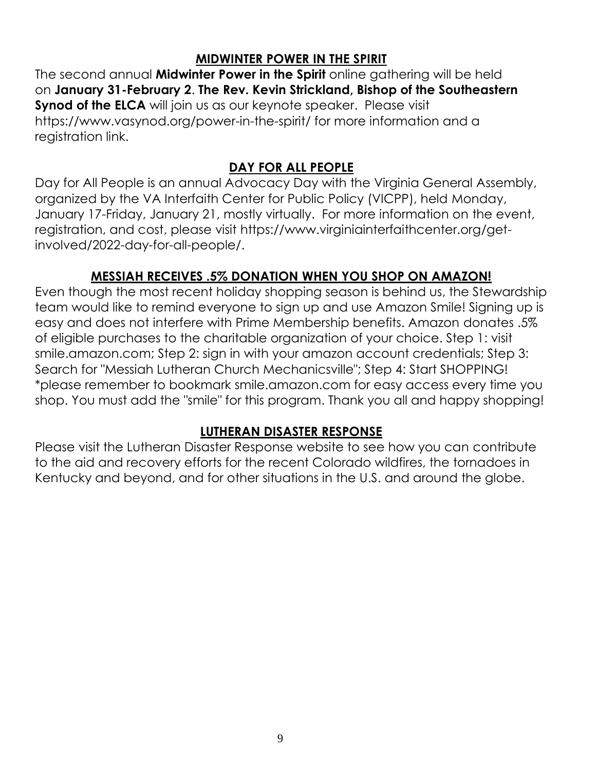## MIDWINTER POWER IN THE SPIRIT

The second annual **Midwinter Power in the Spirit** online gathering will be held on **January 31-February 2**. **The Rev. Kevin Strickland, Bishop of the Southeastern Synod of the ELCA** will join us as our keynote speaker. Please visit https://www.vasynod.org/power-in-the-spirit/ for more information and a registration link.

## DAY FOR ALL PEOPLE

Day for All People is an annual Advocacy Day with the Virginia General Assembly, organized by the VA Interfaith Center for Public Policy (VICPP), held Monday, January 17-Friday, January 21, mostly virtually. For more information on the event, registration, and cost, please visit https://www.virginiainterfaithcenter.org/get-involved/2022-day-for-all-people/.

## MESSIAH RECEIVES .5% DONATION WHEN YOU SHOP ON AMAZON!

Even though the most recent holiday shopping season is behind us, the Stewardship team would like to remind everyone to sign up and use Amazon Smile! Signing up is easy and does not interfere with Prime Membership benefits. Amazon donates .5% of eligible purchases to the charitable organization of your choice. Step 1: visit smile.amazon.com; Step 2: sign in with your amazon account credentials; Step 3: Search for "Messiah Lutheran Church Mechanicsville"; Step 4: Start SHOPPING! *please remember to bookmark smile.amazon.com for easy access every time you shop. You must add the "smile" for this program. Thank you all and happy shopping!

## LUTHERAN DISASTER RESPONSE

Please visit the Lutheran Disaster Response website to see how you can contribute to the aid and recovery efforts for the recent Colorado wildfires, the tornadoes in Kentucky and beyond, and for other situations in the U.S. and around the globe.